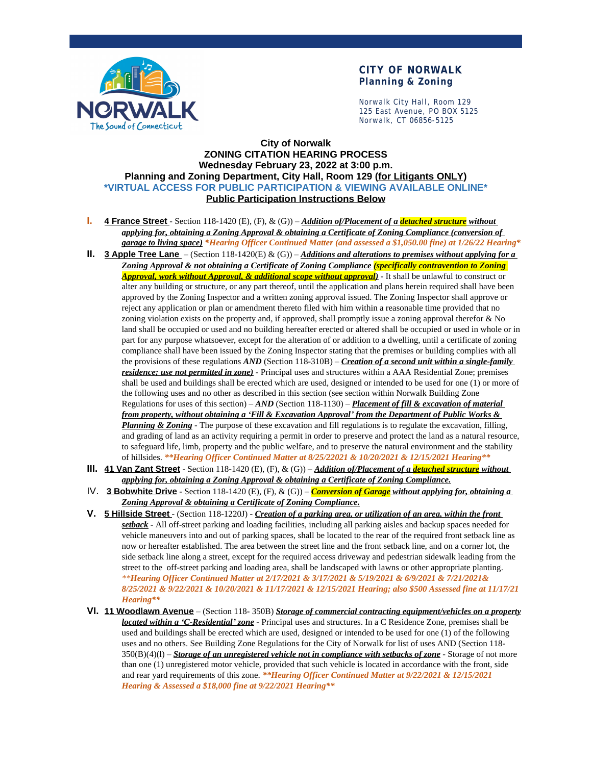**CITY OF NORWALK**
**Planning & Zoning**

Norwalk City Hall, Room 129
125 East Avenue, PO BOX 5125
Norwalk, CT 06856-5125

# City of Norwalk
## ZONING CITATION HEARING PROCESS
## Wednesday February 23, 2022 at 3:00 p.m.
## Planning and Zoning Department, City Hall, Room 129 (for Litigants ONLY)
**\*VIRTUAL ACCESS FOR PUBLIC PARTICIPATION & VIEWING AVAILABLE ONLINE\***
**Public Participation Instructions Below**

**I.** **4 France Street** - Section 118-1420 (E), (F), & (G)) – ***Addition of/Placement of a detached structure without applying for, obtaining a Zoning Approval & obtaining a Certificate of Zoning Compliance (conversion of garage to living space)*** ***\*Hearing Officer Continued Matter (and assessed a $1,050.00 fine) at 1/26/22 Hearing\****

**II.** **3 Apple Tree Lane** – (Section 118-1420(E) & (G)) – ***Additions and alterations to premises without applying for a Zoning Approval & not obtaining a Certificate of Zoning Compliance (specifically contravention to Zoning Approval, work without Approval, & additional scope without approval)*** - It shall be unlawful to construct or alter any building or structure, or any part thereof, until the application and plans herein required shall have been approved by the Zoning Inspector and a written zoning approval issued. The Zoning Inspector shall approve or reject any application or plan or amendment thereto filed with him within a reasonable time provided that no zoning violation exists on the property and, if approved, shall promptly issue a zoning approval therefor & No land shall be occupied or used and no building hereafter erected or altered shall be occupied or used in whole or in part for any purpose whatsoever, except for the alteration of or addition to a dwelling, until a certificate of zoning compliance shall have been issued by the Zoning Inspector stating that the premises or building complies with all the provisions of these regulations ***AND*** (Section 118-310B) – ***Creation of a second unit within a single-family residence; use not permitted in zone)*** - Principal uses and structures within a AAA Residential Zone; premises shall be used and buildings shall be erected which are used, designed or intended to be used for one (1) or more of the following uses and no other as described in this section (see section within Norwalk Building Zone Regulations for uses of this section) – ***AND*** (Section 118-1130) – ***Placement of fill & excavation of material from property, without obtaining a 'Fill & Excavation Approval' from the Department of Public Works & Planning & Zoning*** - The purpose of these excavation and fill regulations is to regulate the excavation, filling, and grading of land as an activity requiring a permit in order to preserve and protect the land as a natural resource, to safeguard life, limb, property and the public welfare, and to preserve the natural environment and the stability of hillsides. ***\*\*Hearing Officer Continued Matter at 8/25/22021 & 10/20/2021 & 12/15/2021 Hearing\*\****

**III.** **41 Van Zant Street** - Section 118-1420 (E), (F), & (G)) – ***Addition of/Placement of a detached structure without applying for, obtaining a Zoning Approval & obtaining a Certificate of Zoning Compliance.***

IV. **3 Bobwhite Drive** - Section 118-1420 (E), (F), & (G)) – ***Conversion of Garage without applying for, obtaining a Zoning Approval & obtaining a Certificate of Zoning Compliance.***

**V.** **5 Hillside Street** - (Section 118-1220J) - ***Creation of a parking area, or utilization of an area, within the front setback*** - All off-street parking and loading facilities, including all parking aisles and backup spaces needed for vehicle maneuvers into and out of parking spaces, shall be located to the rear of the required front setback line as now or hereafter established. The area between the street line and the front setback line, and on a corner lot, the side setback line along a street, except for the required access driveway and pedestrian sidewalk leading from the street to the off-street parking and loading area, shall be landscaped with lawns or other appropriate planting. ***\*\*Hearing Officer Continued Matter at 2/17/2021 & 3/17/2021 & 5/19/2021 & 6/9/2021 & 7/21/2021& 8/25/2021 & 9/22/2021 & 10/20/2021 & 11/17/2021 & 12/15/2021 Hearing; also $500 Assessed fine at 11/17/21 Hearing\*\****

**VI.** **11 Woodlawn Avenue** – (Section 118- 350B) ***Storage of commercial contracting equipment/vehicles on a property located within a 'C-Residential' zone*** - Principal uses and structures. In a C Residence Zone, premises shall be used and buildings shall be erected which are used, designed or intended to be used for one (1) of the following uses and no others. See Building Zone Regulations for the City of Norwalk for list of uses AND (Section 118-350(B)(4)(l) – ***Storage of an unregistered vehicle not in compliance with setbacks of zone*** - Storage of not more than one (1) unregistered motor vehicle, provided that such vehicle is located in accordance with the front, side and rear yard requirements of this zone. ***\*\*Hearing Officer Continued Matter at 9/22/2021 & 12/15/2021 Hearing & Assessed a $18,000 fine at 9/22/2021 Hearing\*\****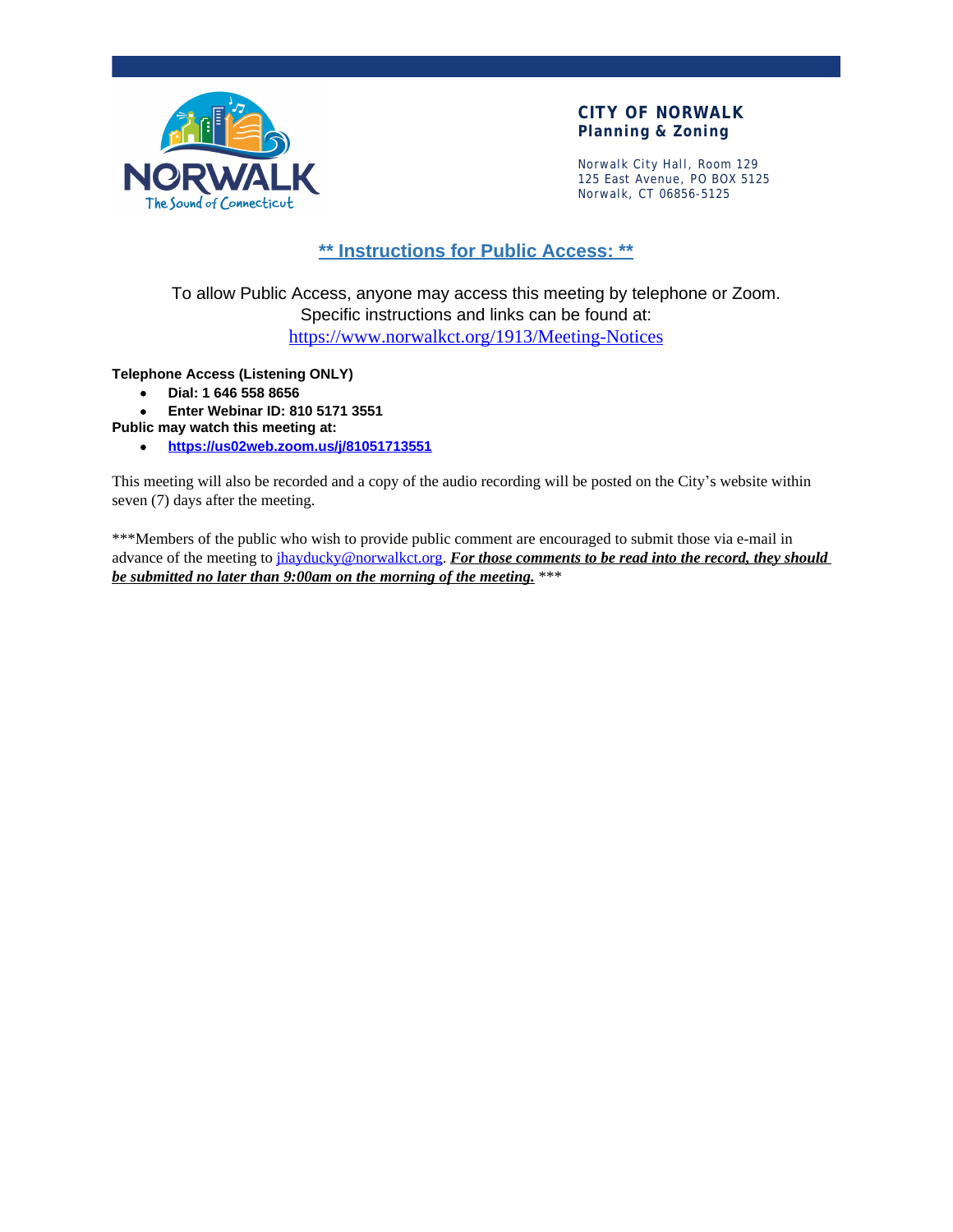**CITY OF NORWALK**
**Planning & Zoning**

Norwalk City Hall, Room 129
125 East Avenue, PO BOX 5125
Norwalk, CT 06856-5125

## ** Instructions for Public Access: **

To allow Public Access, anyone may access this meeting by telephone or Zoom.
Specific instructions and links can be found at:
https://www.norwalkct.org/1913/Meeting-Notices

**Telephone Access (Listening ONLY)**

- **Dial: 1 646 558 8656**
- **Enter Webinar ID: 810 5171 3551**

**Public may watch this meeting at:**

- **https://us02web.zoom.us/j/81051713551**

This meeting will also be recorded and a copy of the audio recording will be posted on the City's website within seven (7) days after the meeting.

***Members of the public who wish to provide public comment are encouraged to submit those via e-mail in advance of the meeting to jhayducky@norwalkct.org. ***For those comments to be read into the record, they should be submitted no later than 9:00am on the morning of the meeting.****